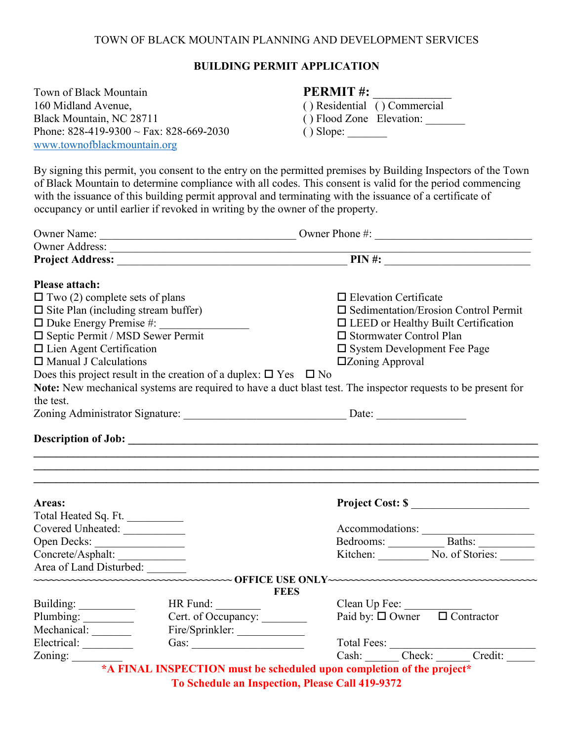TOWN OF BLACK MOUNTAIN PLANNING AND DEVELOPMENT SERVICES

**BUILDING PERMIT APPLICATION**

Town of Black Mountain
160 Midland Avenue,
Black Mountain, NC 28711
Phone: 828-419-9300 ~ Fax: 828-669-2030
www.townofblackmountain.org

**PERMIT #:** ____________
( ) Residential ( ) Commercial
( ) Flood Zone Elevation: _______
( ) Slope: _______

By signing this permit, you consent to the entry on the permitted premises by Building Inspectors of the Town of Black Mountain to determine compliance with all codes. This consent is valid for the period commencing with the issuance of this building permit approval and terminating with the issuance of a certificate of occupancy or until earlier if revoked in writing by the owner of the property.

Owner Name: ________________________________ Owner Phone #: ___________________________
Owner Address: ________________________________________________________________________
**Project Address:** ______________________________________ **PIN #:** _________________________

**Please attach:**

- ☐ Two (2) complete sets of plans
- ☐ Site Plan (including stream buffer)
- ☐ Duke Energy Premise #: ______________
- ☐ Septic Permit / MSD Sewer Permit
- ☐ Lien Agent Certification
- ☐ Manual J Calculations
- ☐ Elevation Certificate
- ☐ Sedimentation/Erosion Control Permit
- ☐ LEED or Healthy Built Certification
- ☐ Stormwater Control Plan
- ☐ System Development Fee Page
- ☐ Zoning Approval

Does this project result in the creation of a duplex: ☐ Yes ☐ No

**Note:** New mechanical systems are required to have a duct blast test. The inspector requests to be present for the test.

Zoning Administrator Signature: ____________________________ Date: ______________

**Description of Job:** ________________________________________________________________________
______________________________________________________________________________________
______________________________________________________________________________________
______________________________________________________________________________________

**Areas:**
Total Heated Sq. Ft. __________
Covered Unheated: ___________
Open Decks: _______________
Concrete/Asphalt: ___________
Area of Land Disturbed: _______

**Project Cost: $** ____________________

Accommodations: __________________
Bedrooms: _________ Baths: _________
Kitchen: _________ No. of Stories: ______

~~~~~~~~~~~~~~~~~~~~~~~~~~~~~~~~~~~~~ **OFFICE USE ONLY**~~~~~~~~~~~~~~~~~~~~~~~~~~~~~~~~~~~~~~~~~

**FEES**

Building: __________
Plumbing: _________
Mechanical: _______
Electrical: _________
Zoning: _________

HR Fund: ________
Cert. of Occupancy: ________
Fire/Sprinkler: ____________
Gas: ____________________

Clean Up Fee: ____________
Paid by: ☐ Owner ☐ Contractor

Total Fees: __________________________
Cash: ______ Check: ______ Credit: _____

***A FINAL INSPECTION must be scheduled upon completion of the project***

**To Schedule an Inspection, Please Call 419-9372**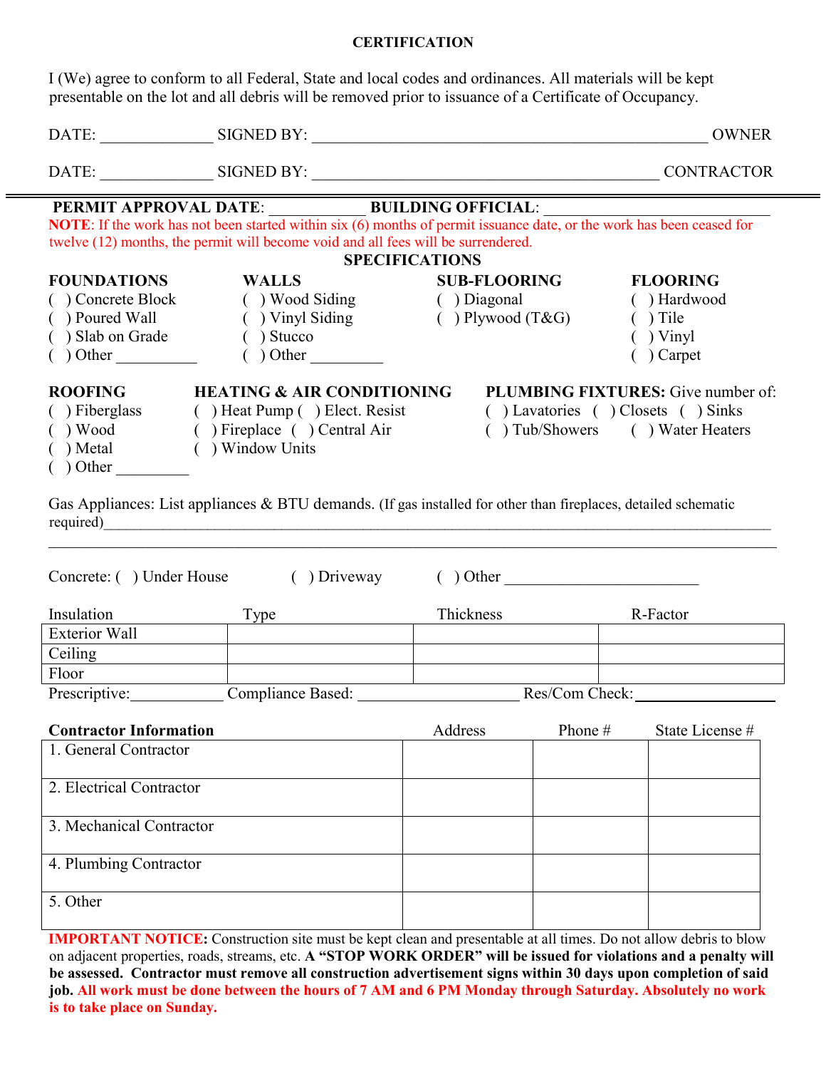**CERTIFICATION**

I (We) agree to conform to all Federal, State and local codes and ordinances. All materials will be kept presentable on the lot and all debris will be removed prior to issuance of a Certificate of Occupancy.

DATE: ______________ SIGNED BY: ____________________________________________________ OWNER

DATE: ______________ SIGNED BY: _____________________________________________ CONTRACTOR

---

**PERMIT APPROVAL DATE**: ____________ **BUILDING OFFICIAL**: ____________________________

**NOTE**: If the work has not been started within six (6) months of permit issuance date, or the work has been ceased for twelve (12) months, the permit will become void and all fees will be surrendered.

**SPECIFICATIONS**

**FOUNDATIONS**
( ) Concrete Block
( ) Poured Wall
( ) Slab on Grade
( ) Other __________

**WALLS**
( ) Wood Siding
( ) Vinyl Siding
( ) Stucco
( ) Other _________

**SUB-FLOORING**
( ) Diagonal
( ) Plywood (T&G)

**FLOORING**
( ) Hardwood
( ) Tile
( ) Vinyl
( ) Carpet

**ROOFING**
( ) Fiberglass
( ) Wood
( ) Metal
( ) Other _________

**HEATING & AIR CONDITIONING**
( ) Heat Pump ( ) Elect. Resist
( ) Fireplace ( ) Central Air
( ) Window Units

**PLUMBING FIXTURES:** Give number of:
( ) Lavatories ( ) Closets ( ) Sinks
( ) Tub/Showers ( ) Water Heaters

Gas Appliances: List appliances & BTU demands. (If gas installed for other than fireplaces, detailed schematic required)______________________________________________________________________________

_____________________________________________________________________________________________

Concrete: ( ) Under House ( ) Driveway ( ) Other ________________________

| Insulation | Type | Thickness | R-Factor |
|---|---|---|---|
| Exterior Wall | | | |
| Ceiling | | | |
| Floor | | | |

Prescriptive:____________ Compliance Based: ____________________ Res/Com Check: __________________

| Contractor Information | Address | Phone # | State License # |
|---|---|---|---|
| 1. General Contractor | | | |
| 2. Electrical Contractor | | | |
| 3. Mechanical Contractor | | | |
| 4. Plumbing Contractor | | | |
| 5. Other | | | |

**IMPORTANT NOTICE:** Construction site must be kept clean and presentable at all times. Do not allow debris to blow on adjacent properties, roads, streams, etc. **A "STOP WORK ORDER" will be issued for violations and a penalty will be assessed. Contractor must remove all construction advertisement signs within 30 days upon completion of said job. All work must be done between the hours of 7 AM and 6 PM Monday through Saturday. Absolutely no work is to take place on Sunday.**